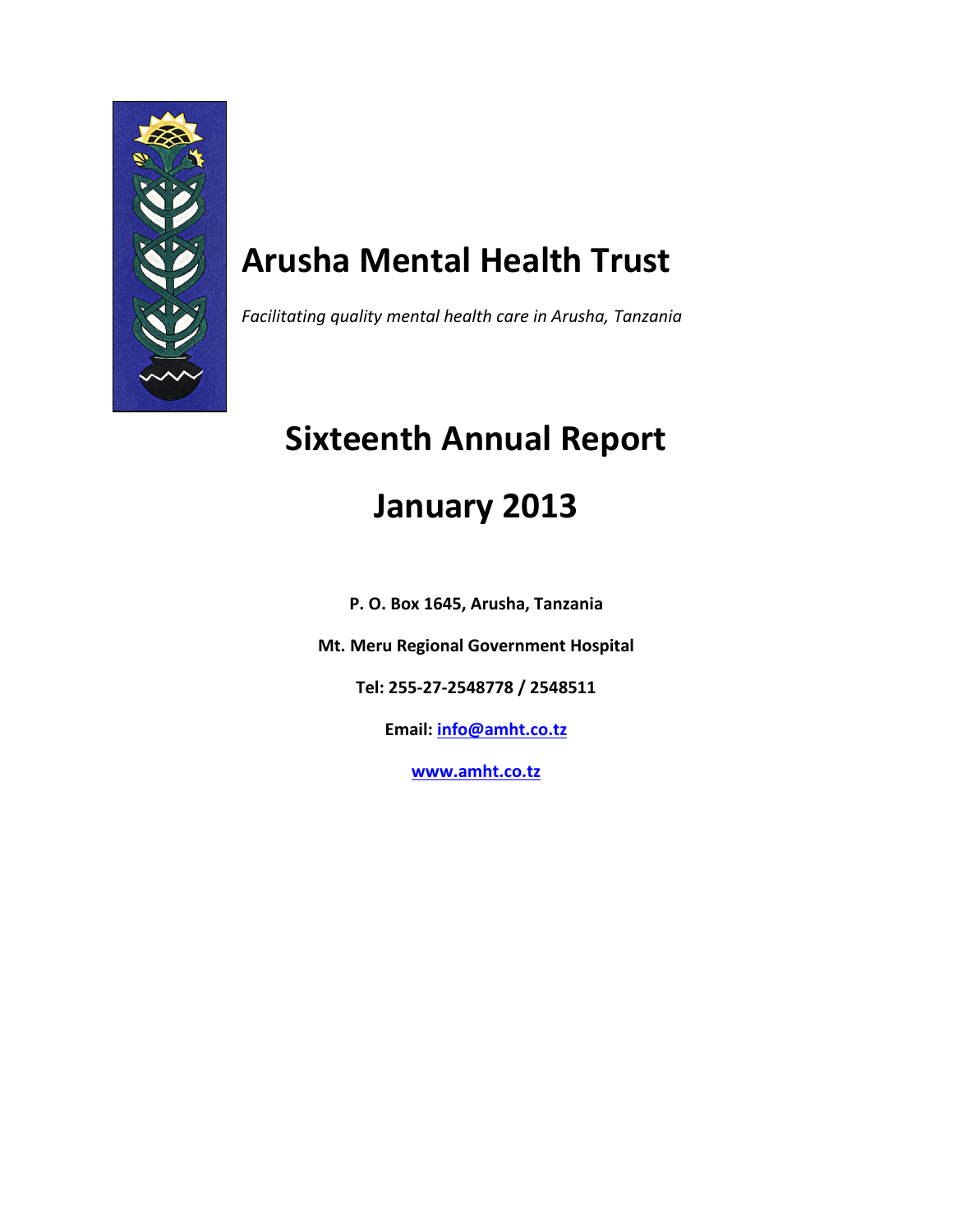# Arusha Mental Health Trust

*Facilitating quality mental health care in Arusha, Tanzania*

# Sixteenth Annual Report

# January 2013

**P. O. Box 1645, Arusha, Tanzania**

**Mt. Meru Regional Government Hospital**

**Tel: 255-27-2548778 / 2548511**

**Email: info@amht.co.tz**

**www.amht.co.tz**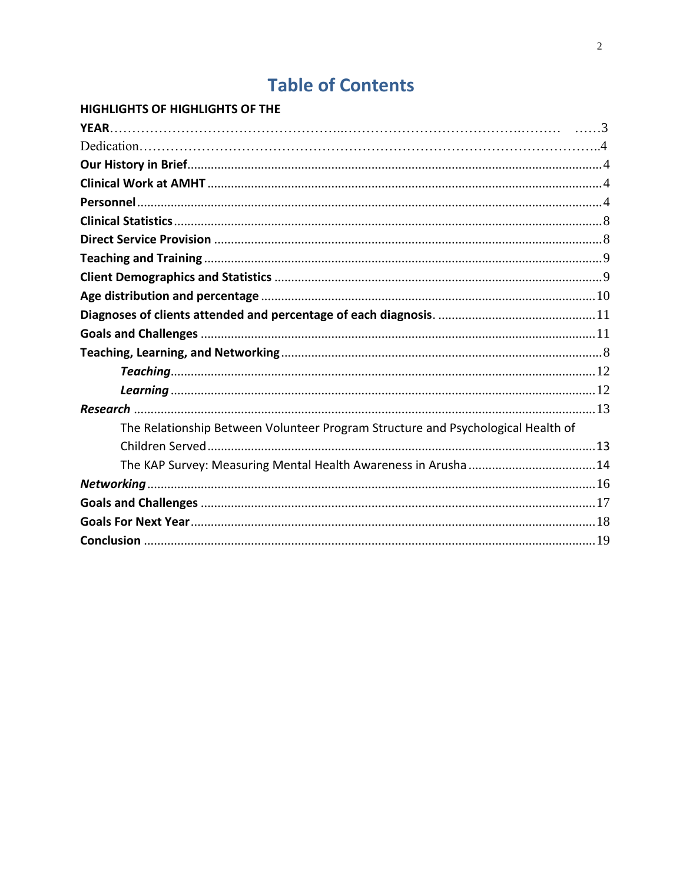# Table of Contents

**HIGHLIGHTS OF HIGHLIGHTS OF THE YEAR**……………………………………………..…………………………………..……… ……3

Dedication………………………………………………………………………………………..4

**Our History in Brief**......................................................................................................4

**Clinical Work at AMHT**.................................................................................................4

**Personnel**.......................................................................................................................4

**Clinical Statistics**..........................................................................................................8

**Direct Service Provision**...............................................................................................8

**Teaching and Training**..................................................................................................9

**Client Demographics and Statistics**..............................................................................9

**Age distribution and percentage**.................................................................................10

**Diagnoses of clients attended and percentage of each diagnosis**. ..............................11

**Goals and Challenges**.................................................................................................11

**Teaching, Learning, and Networking**............................................................................8

    ***Teaching***.................................................................................................................12

    ***Learning***.................................................................................................................12

***Research***....................................................................................................................13

    The Relationship Between Volunteer Program Structure and Psychological Health of Children Served..................................................................................................................13

    The KAP Survey: Measuring Mental Health Awareness in Arusha......................................14

***Networking***................................................................................................................16

**Goals and Challenges**.................................................................................................17

**Goals For Next Year**....................................................................................................18

**Conclusion**...................................................................................................................19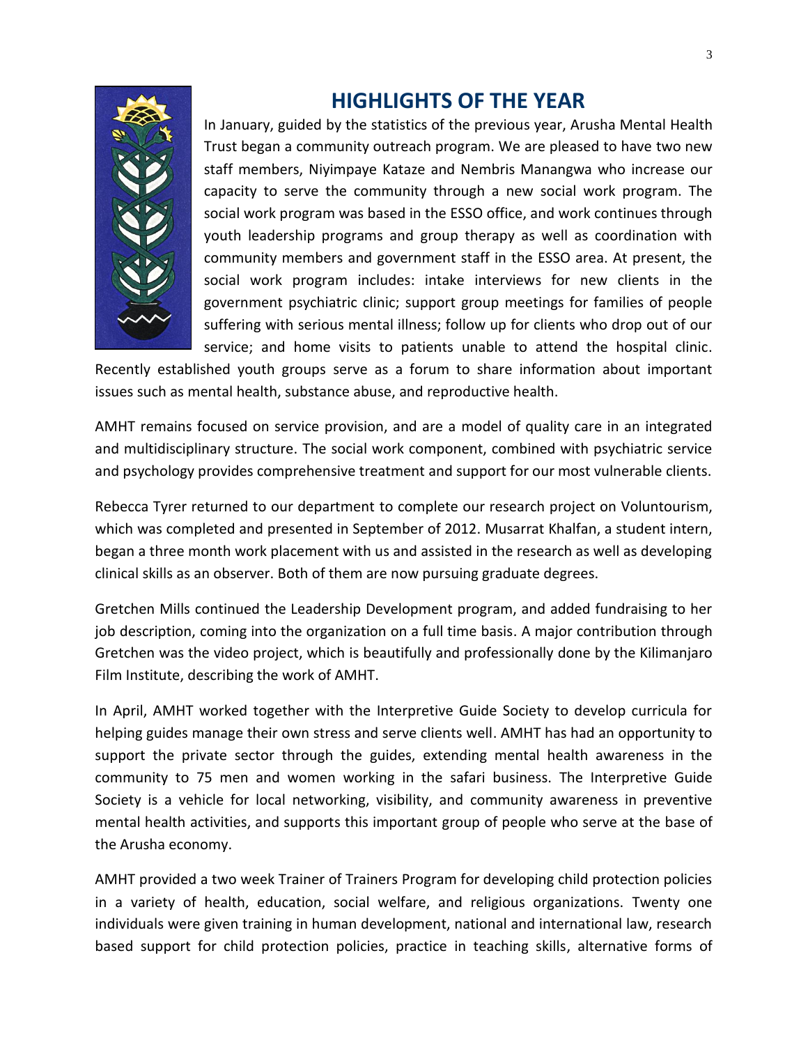## HIGHLIGHTS OF THE YEAR

In January, guided by the statistics of the previous year, Arusha Mental Health Trust began a community outreach program. We are pleased to have two new staff members, Niyimpaye Kataze and Nembris Manangwa who increase our capacity to serve the community through a new social work program. The social work program was based in the ESSO office, and work continues through youth leadership programs and group therapy as well as coordination with community members and government staff in the ESSO area. At present, the social work program includes: intake interviews for new clients in the government psychiatric clinic; support group meetings for families of people suffering with serious mental illness; follow up for clients who drop out of our service; and home visits to patients unable to attend the hospital clinic. Recently established youth groups serve as a forum to share information about important issues such as mental health, substance abuse, and reproductive health.

AMHT remains focused on service provision, and are a model of quality care in an integrated and multidisciplinary structure. The social work component, combined with psychiatric service and psychology provides comprehensive treatment and support for our most vulnerable clients.

Rebecca Tyrer returned to our department to complete our research project on Voluntourism, which was completed and presented in September of 2012. Musarrat Khalfan, a student intern, began a three month work placement with us and assisted in the research as well as developing clinical skills as an observer. Both of them are now pursuing graduate degrees.

Gretchen Mills continued the Leadership Development program, and added fundraising to her job description, coming into the organization on a full time basis. A major contribution through Gretchen was the video project, which is beautifully and professionally done by the Kilimanjaro Film Institute, describing the work of AMHT.

In April, AMHT worked together with the Interpretive Guide Society to develop curricula for helping guides manage their own stress and serve clients well. AMHT has had an opportunity to support the private sector through the guides, extending mental health awareness in the community to 75 men and women working in the safari business. The Interpretive Guide Society is a vehicle for local networking, visibility, and community awareness in preventive mental health activities, and supports this important group of people who serve at the base of the Arusha economy.

AMHT provided a two week Trainer of Trainers Program for developing child protection policies in a variety of health, education, social welfare, and religious organizations. Twenty one individuals were given training in human development, national and international law, research based support for child protection policies, practice in teaching skills, alternative forms of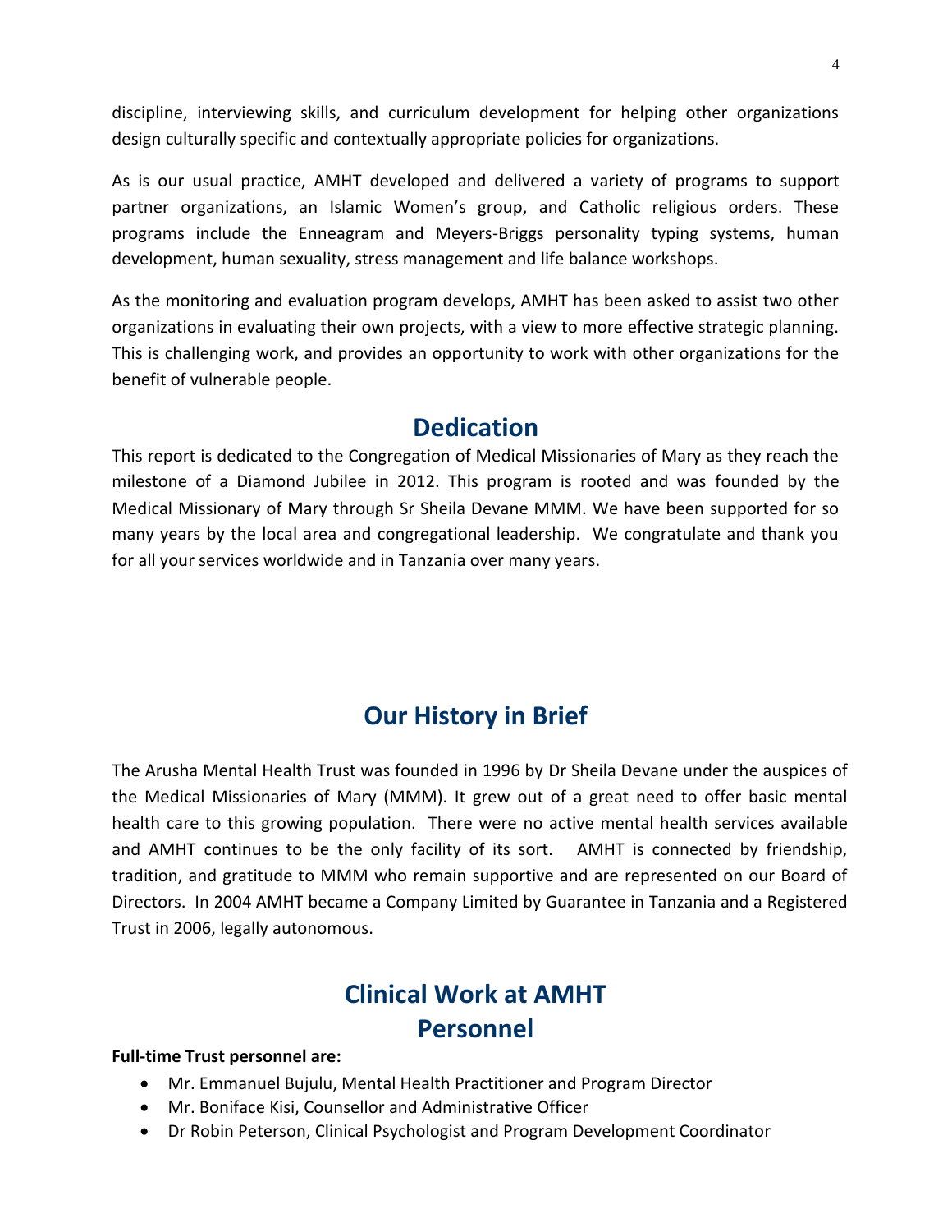discipline, interviewing skills, and curriculum development for helping other organizations design culturally specific and contextually appropriate policies for organizations.

As is our usual practice, AMHT developed and delivered a variety of programs to support partner organizations, an Islamic Women's group, and Catholic religious orders. These programs include the Enneagram and Meyers-Briggs personality typing systems, human development, human sexuality, stress management and life balance workshops.

As the monitoring and evaluation program develops, AMHT has been asked to assist two other organizations in evaluating their own projects, with a view to more effective strategic planning. This is challenging work, and provides an opportunity to work with other organizations for the benefit of vulnerable people.

## Dedication

This report is dedicated to the Congregation of Medical Missionaries of Mary as they reach the milestone of a Diamond Jubilee in 2012. This program is rooted and was founded by the Medical Missionary of Mary through Sr Sheila Devane MMM. We have been supported for so many years by the local area and congregational leadership. We congratulate and thank you for all your services worldwide and in Tanzania over many years.

## Our History in Brief

The Arusha Mental Health Trust was founded in 1996 by Dr Sheila Devane under the auspices of the Medical Missionaries of Mary (MMM). It grew out of a great need to offer basic mental health care to this growing population. There were no active mental health services available and AMHT continues to be the only facility of its sort. AMHT is connected by friendship, tradition, and gratitude to MMM who remain supportive and are represented on our Board of Directors. In 2004 AMHT became a Company Limited by Guarantee in Tanzania and a Registered Trust in 2006, legally autonomous.

## Clinical Work at AMHT
## Personnel

**Full-time Trust personnel are:**

- Mr. Emmanuel Bujulu, Mental Health Practitioner and Program Director
- Mr. Boniface Kisi, Counsellor and Administrative Officer
- Dr Robin Peterson, Clinical Psychologist and Program Development Coordinator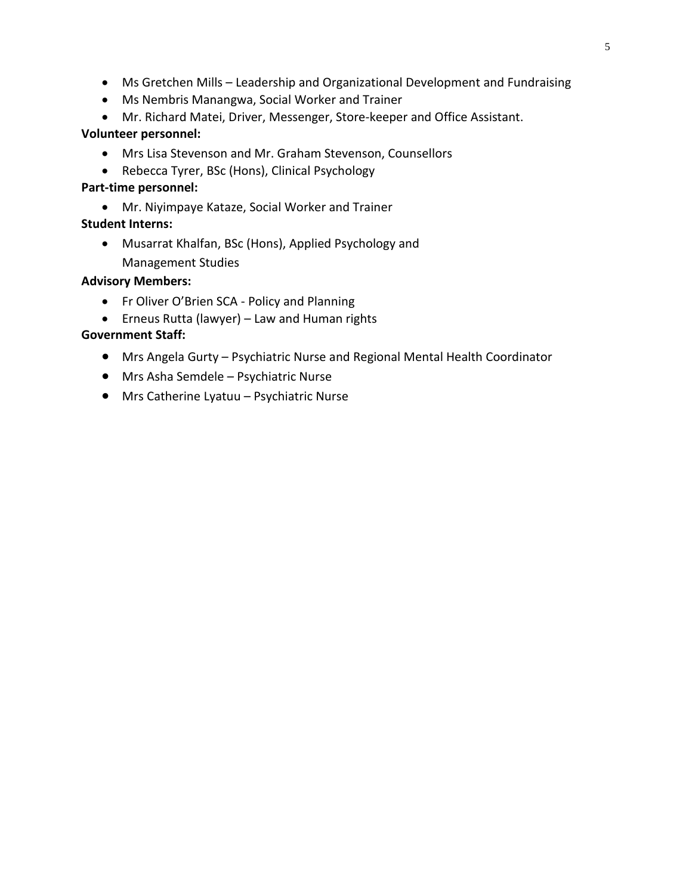- Ms Gretchen Mills – Leadership and Organizational Development and Fundraising
- Ms Nembris Manangwa, Social Worker and Trainer
- Mr. Richard Matei, Driver, Messenger, Store-keeper and Office Assistant.

**Volunteer personnel:**

- Mrs Lisa Stevenson and Mr. Graham Stevenson, Counsellors
- Rebecca Tyrer, BSc (Hons), Clinical Psychology

**Part-time personnel:**

- Mr. Niyimpaye Kataze, Social Worker and Trainer

**Student Interns:**

- Musarrat Khalfan, BSc (Hons), Applied Psychology and Management Studies

**Advisory Members:**

- Fr Oliver O'Brien SCA - Policy and Planning
- Erneus Rutta (lawyer) – Law and Human rights

**Government Staff:**

- Mrs Angela Gurty – Psychiatric Nurse and Regional Mental Health Coordinator
- Mrs Asha Semdele – Psychiatric Nurse
- Mrs Catherine Lyatuu – Psychiatric Nurse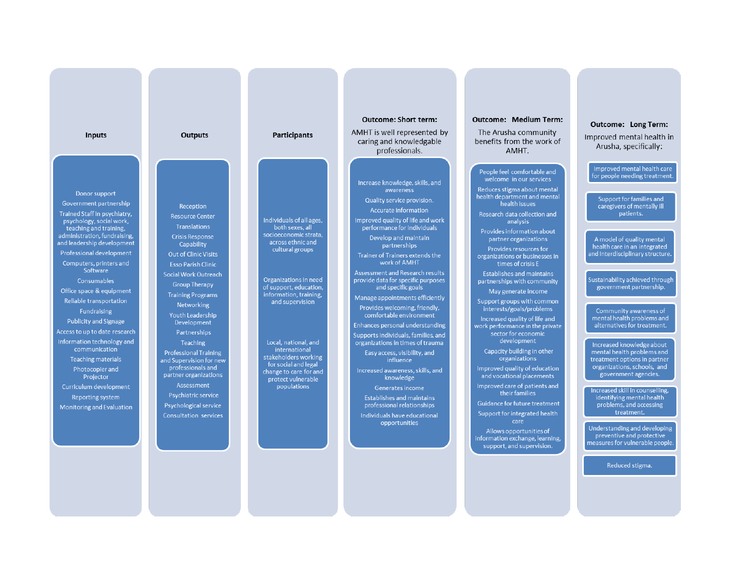### Inputs

- Donor support
- Government partnership
- Trained Staff in psychiatry, psychology, social work, teaching and training, administration, fundraising, and leadership development
- Professional development
- Computers, printers and Software
- Consumables
- Office space & equipment
- Reliable transportation
- Fundraising
- Publicity and Signage
- Access to up to date research
- Information technology and communication
- Teaching materials
- Photocopier and Projector
- Curriculum development
- Reporting system
- Monitoring and Evaluation

### Outputs

- Reception
- Resource Center
- Translations
- Crisis Response Capability
- Out of Clinic Visits
- Esso Parish Clinic
- Social Work Outreach
- Group Therapy
- Training Programs
- Networking
- Youth Leadership Development
- Partnerships
- Teaching
- Professional Training and Supervision for new professionals and partner organizations
- Assessment
- Psychiatric service
- Psychological service
- Consultation services

### Participants

- Individuals of all ages, both sexes, all socioeconomic strata, across ethnic and cultural groups
- Organizations in need of support, education, information, training, and supervision
- Local, national, and international stakeholders working for social and legal change to care for and protect vulnerable populations

### Outcome: Short term:

AMHT is well represented by caring and knowledgable professionals.

- Increase knowledge, skills, and awareness
- Quality service provision.
- Accurate information
- Improved quality of life and work performance for individuals
- Develop and maintain partnerships
- Trainer of Trainers extends the work of AMHT
- Assessment and Research results provide data for specific purposes and specific goals
- Manage appointments efficiently
- Provides welcoming, friendly, comfortable environment
- Enhances personal understanding
- Supports individuals, families, and organizations in times of trauma
- Easy access, visibility, and influence
- Increased awareness, skills, and knowledge
- Generates income
- Establishes and maintains professional relationships
- Individuals have educational opportunities

### Outcome: Medium Term:

The Arusha community benefits from the work of AMHT.

- People feel comfortable and welcome in our services
- Reduces stigma about mental health department and mental health issues
- Research data collection and analysis
- Provides information about partner organizations
- Provides resources for organizations or businesses in times of crisis E
- Establishes and maintains partnerships with community
- May generate income
- Support groups with common interests/goals/problems
- Increased quality of life and work performance in the private sector for economic development
- Capacity building in other organizations
- Improved quality of education and vocational placements
- Improved care of patients and their families
- Guidance for future treatment
- Support for integrated health care
- Allows opportunities of information exchange, learning, support, and supervision.

### Outcome: Long Term:

Improved mental health in Arusha, specifically:

- Improved mental health care for people needing treatment.
- Support for families and caregivers of mentally ill patients.
- A model of quality mental health care in an integrated and interdisciplinary structure.
- Sustainability achieved through government partnership.
- Community awareness of mental health problems and alternatives for treatment.
- Increased knowledge about mental health problems and treatment options in partner organizations, schools, and government agencies.
- Increased skill in counselling, identifying mental health problems, and accessing treatment.
- Understanding and developing preventive and protective measures for vulnerable people.
- Reduced stigma.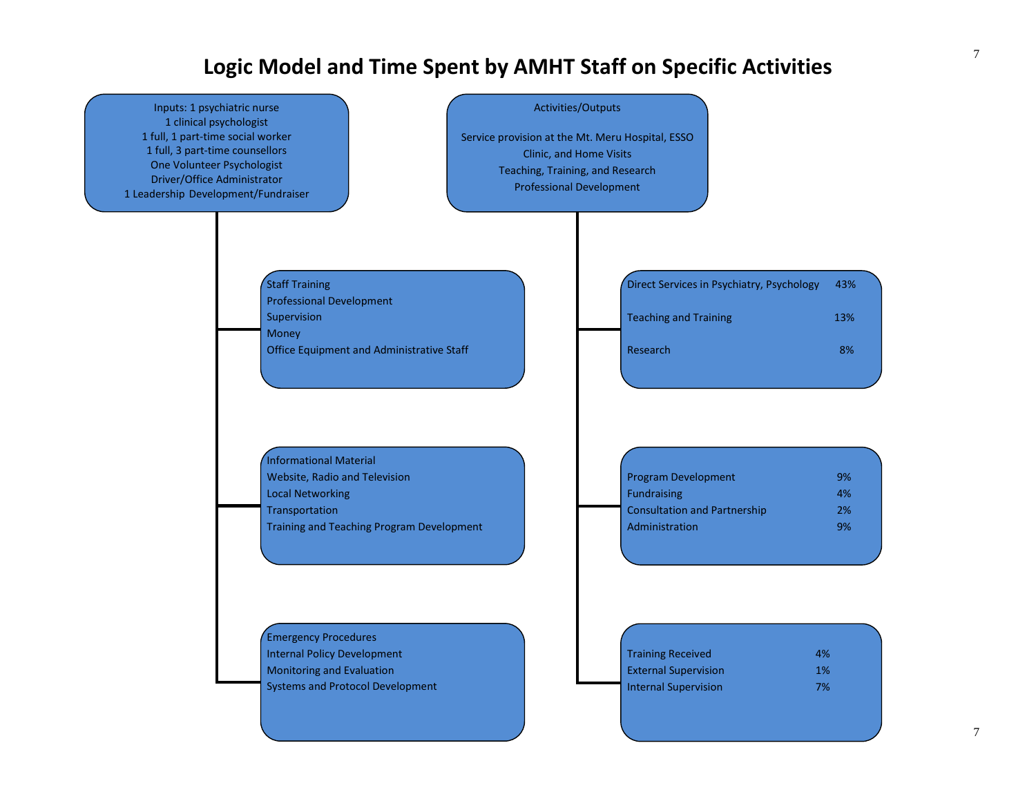# Logic Model and Time Spent by AMHT Staff on Specific Activities

**Inputs:** 1 psychiatric nurse
1 clinical psychologist
1 full, 1 part-time social worker
1 full, 3 part-time counsellors
One Volunteer Psychologist
Driver/Office Administrator
1 Leadership Development/Fundraiser

- Staff Training
- Professional Development
- Supervision
- Money
- Office Equipment and Administrative Staff

- Informational Material
- Website, Radio and Television
- Local Networking
- Transportation
- Training and Teaching Program Development

- Emergency Procedures
- Internal Policy Development
- Monitoring and Evaluation
- Systems and Protocol Development

**Activities/Outputs**

Service provision at the Mt. Meru Hospital, ESSO Clinic, and Home Visits
Teaching, Training, and Research
Professional Development

| Activity | Time Spent |
|---|---|
| Direct Services in Psychiatry, Psychology | 43% |
| Teaching and Training | 13% |
| Research | 8% |
| Program Development | 9% |
| Fundraising | 4% |
| Consultation and Partnership | 2% |
| Administration | 9% |
| Training Received | 4% |
| External Supervision | 1% |
| Internal Supervision | 7% |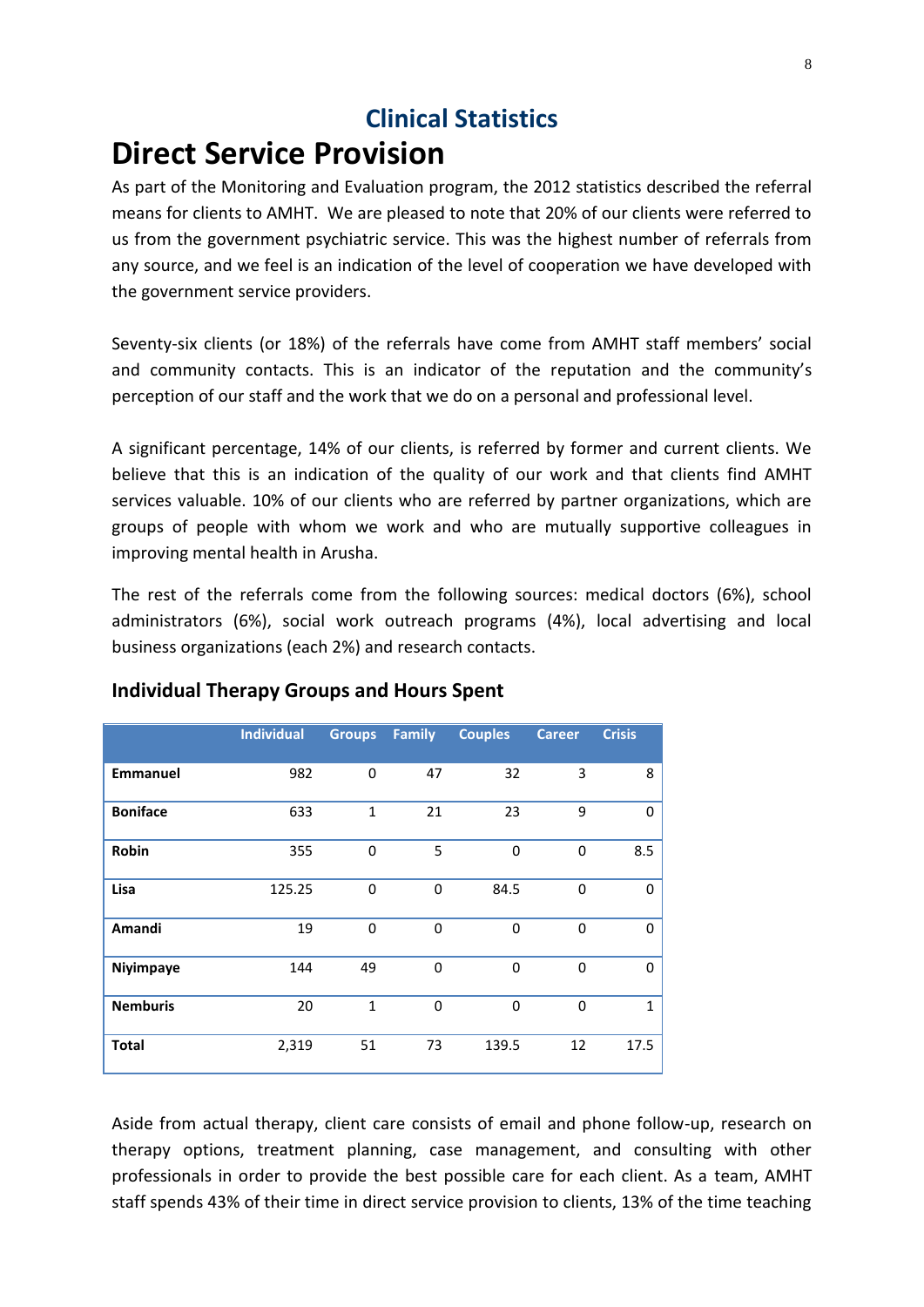## Clinical Statistics

# Direct Service Provision

As part of the Monitoring and Evaluation program, the 2012 statistics described the referral means for clients to AMHT. We are pleased to note that 20% of our clients were referred to us from the government psychiatric service. This was the highest number of referrals from any source, and we feel is an indication of the level of cooperation we have developed with the government service providers.

Seventy-six clients (or 18%) of the referrals have come from AMHT staff members' social and community contacts. This is an indicator of the reputation and the community's perception of our staff and the work that we do on a personal and professional level.

A significant percentage, 14% of our clients, is referred by former and current clients. We believe that this is an indication of the quality of our work and that clients find AMHT services valuable. 10% of our clients who are referred by partner organizations, which are groups of people with whom we work and who are mutually supportive colleagues in improving mental health in Arusha.

The rest of the referrals come from the following sources: medical doctors (6%), school administrators (6%), social work outreach programs (4%), local advertising and local business organizations (each 2%) and research contacts.

### Individual Therapy Groups and Hours Spent

| | Individual | Groups | Family | Couples | Career | Crisis |
|---|---|---|---|---|---|---|
| **Emmanuel** | 982 | 0 | 47 | 32 | 3 | 8 |
| **Boniface** | 633 | 1 | 21 | 23 | 9 | 0 |
| **Robin** | 355 | 0 | 5 | 0 | 0 | 8.5 |
| **Lisa** | 125.25 | 0 | 0 | 84.5 | 0 | 0 |
| **Amandi** | 19 | 0 | 0 | 0 | 0 | 0 |
| **Niyimpaye** | 144 | 49 | 0 | 0 | 0 | 0 |
| **Nemburis** | 20 | 1 | 0 | 0 | 0 | 1 |
| **Total** | 2,319 | 51 | 73 | 139.5 | 12 | 17.5 |

Aside from actual therapy, client care consists of email and phone follow-up, research on therapy options, treatment planning, case management, and consulting with other professionals in order to provide the best possible care for each client. As a team, AMHT staff spends 43% of their time in direct service provision to clients, 13% of the time teaching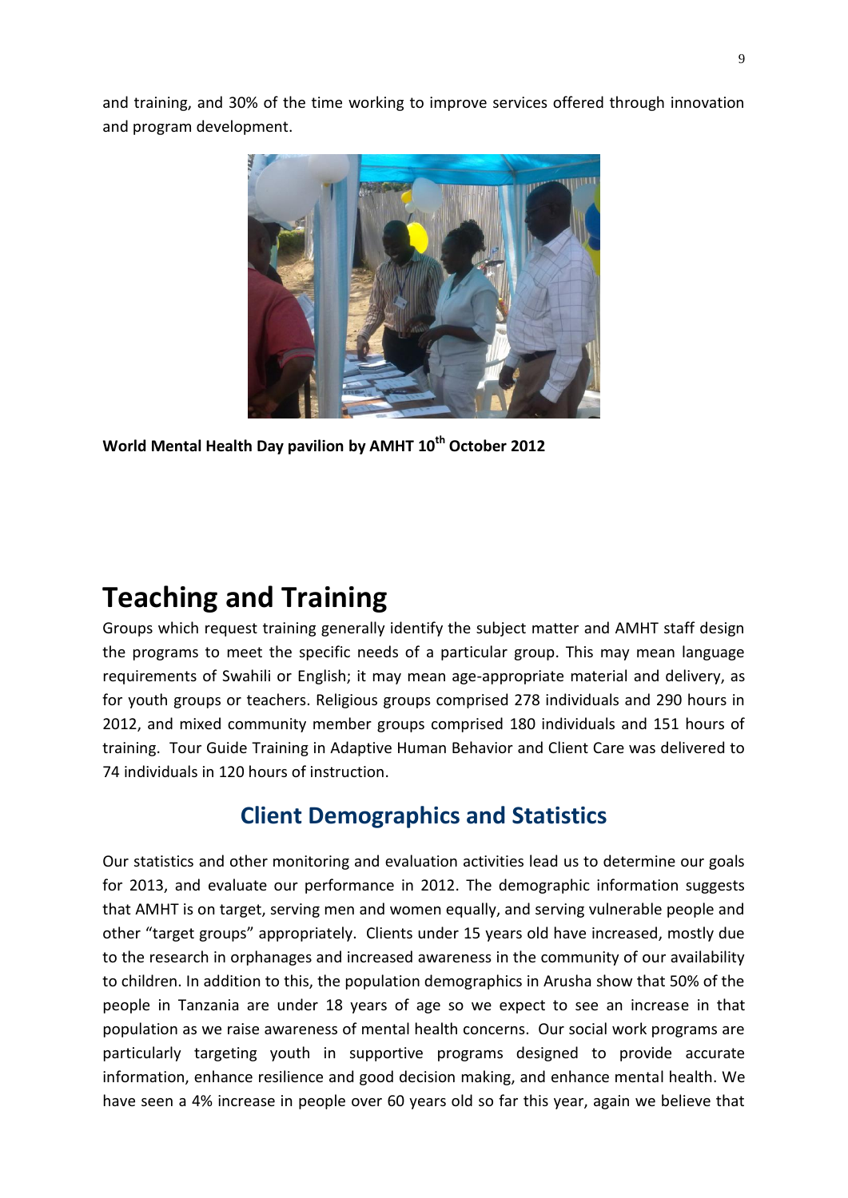and training, and 30% of the time working to improve services offered through innovation and program development.

**World Mental Health Day pavilion by AMHT 10th October 2012**

# Teaching and Training

Groups which request training generally identify the subject matter and AMHT staff design the programs to meet the specific needs of a particular group. This may mean language requirements of Swahili or English; it may mean age-appropriate material and delivery, as for youth groups or teachers. Religious groups comprised 278 individuals and 290 hours in 2012, and mixed community member groups comprised 180 individuals and 151 hours of training. Tour Guide Training in Adaptive Human Behavior and Client Care was delivered to 74 individuals in 120 hours of instruction.

## Client Demographics and Statistics

Our statistics and other monitoring and evaluation activities lead us to determine our goals for 2013, and evaluate our performance in 2012. The demographic information suggests that AMHT is on target, serving men and women equally, and serving vulnerable people and other "target groups" appropriately. Clients under 15 years old have increased, mostly due to the research in orphanages and increased awareness in the community of our availability to children. In addition to this, the population demographics in Arusha show that 50% of the people in Tanzania are under 18 years of age so we expect to see an increase in that population as we raise awareness of mental health concerns. Our social work programs are particularly targeting youth in supportive programs designed to provide accurate information, enhance resilience and good decision making, and enhance mental health. We have seen a 4% increase in people over 60 years old so far this year, again we believe that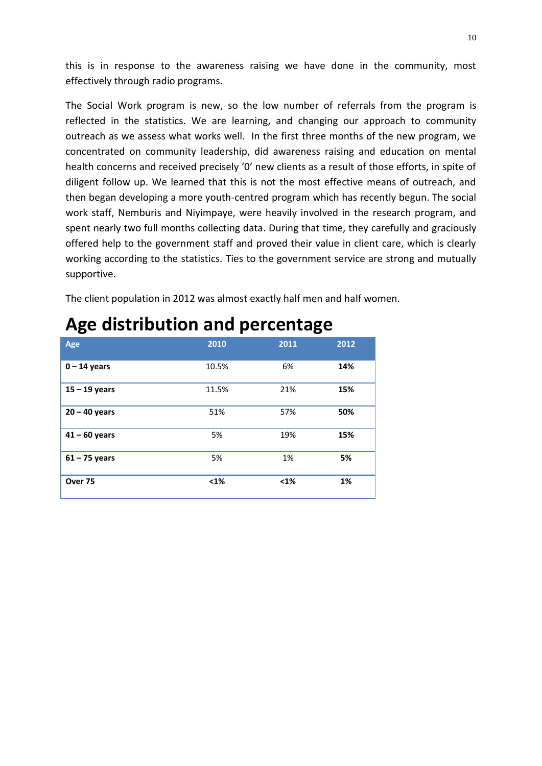this is in response to the awareness raising we have done in the community, most effectively through radio programs.

The Social Work program is new, so the low number of referrals from the program is reflected in the statistics. We are learning, and changing our approach to community outreach as we assess what works well. In the first three months of the new program, we concentrated on community leadership, did awareness raising and education on mental health concerns and received precisely '0' new clients as a result of those efforts, in spite of diligent follow up. We learned that this is not the most effective means of outreach, and then began developing a more youth-centred program which has recently begun. The social work staff, Nemburis and Niyimpaye, were heavily involved in the research program, and spent nearly two full months collecting data. During that time, they carefully and graciously offered help to the government staff and proved their value in client care, which is clearly working according to the statistics. Ties to the government service are strong and mutually supportive.

The client population in 2012 was almost exactly half men and half women.

# Age distribution and percentage

| Age | 2010 | 2011 | 2012 |
|---|---|---|---|
| **0 – 14 years** | 10.5% | 6% | **14%** |
| **15 – 19 years** | 11.5% | 21% | **15%** |
| **20 – 40 years** | 51% | 57% | **50%** |
| **41 – 60 years** | 5% | 19% | **15%** |
| **61 – 75 years** | 5% | 1% | **5%** |
| **Over 75** | **<1%** | **<1%** | **1%** |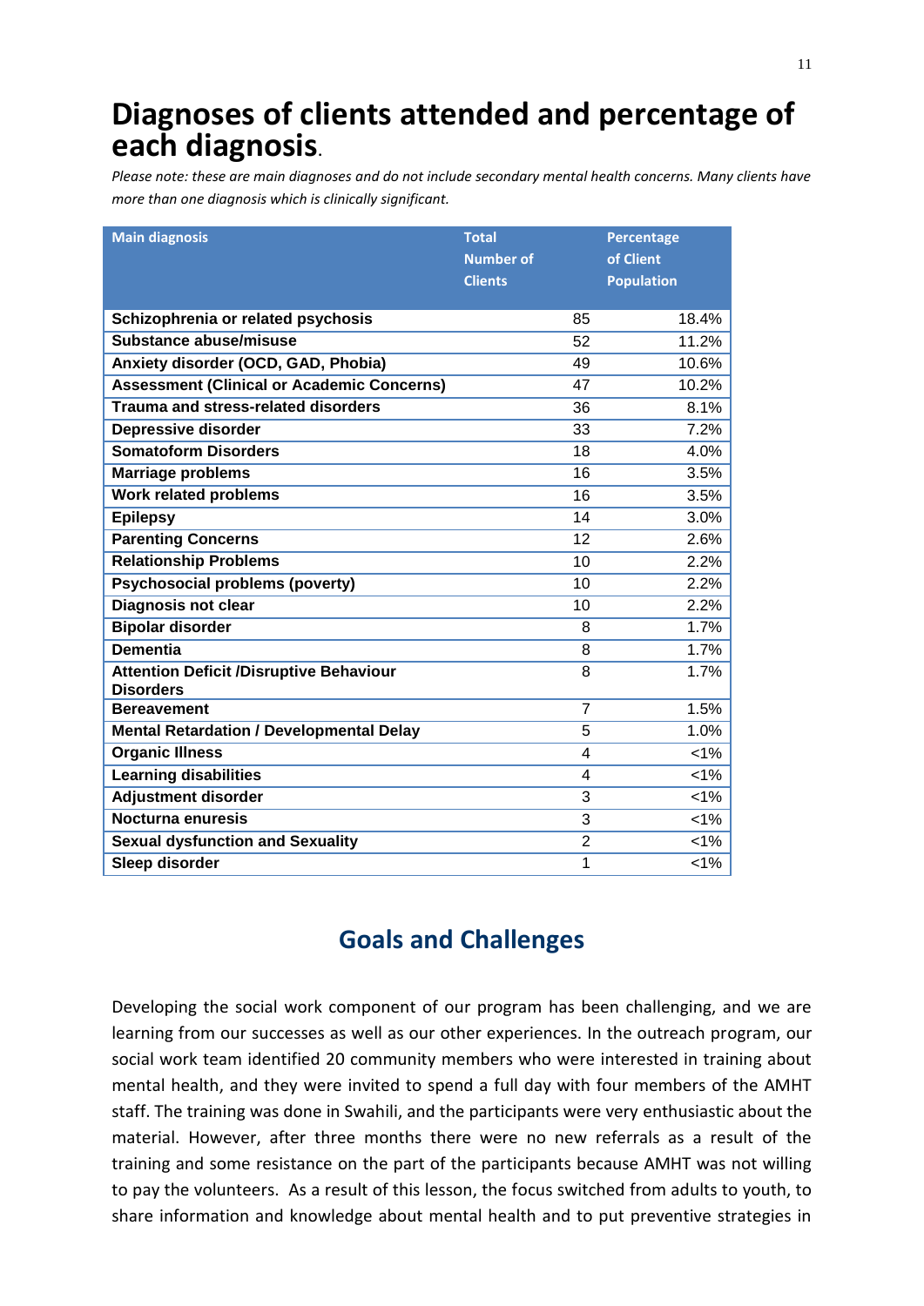# Diagnoses of clients attended and percentage of each diagnosis.

*Please note: these are main diagnoses and do not include secondary mental health concerns. Many clients have more than one diagnosis which is clinically significant.*

| Main diagnosis | Total Number of Clients | Percentage of Client Population |
|---|---|---|
| **Schizophrenia or related psychosis** | 85 | 18.4% |
| **Substance abuse/misuse** | 52 | 11.2% |
| **Anxiety disorder (OCD, GAD, Phobia)** | 49 | 10.6% |
| **Assessment (Clinical or Academic Concerns)** | 47 | 10.2% |
| **Trauma and stress-related disorders** | 36 | 8.1% |
| **Depressive disorder** | 33 | 7.2% |
| **Somatoform Disorders** | 18 | 4.0% |
| **Marriage problems** | 16 | 3.5% |
| **Work related problems** | 16 | 3.5% |
| **Epilepsy** | 14 | 3.0% |
| **Parenting Concerns** | 12 | 2.6% |
| **Relationship Problems** | 10 | 2.2% |
| **Psychosocial problems (poverty)** | 10 | 2.2% |
| **Diagnosis not clear** | 10 | 2.2% |
| **Bipolar disorder** | 8 | 1.7% |
| **Dementia** | 8 | 1.7% |
| **Attention Deficit /Disruptive Behaviour Disorders** | 8 | 1.7% |
| **Bereavement** | 7 | 1.5% |
| **Mental Retardation / Developmental Delay** | 5 | 1.0% |
| **Organic Illness** | 4 | <1% |
| **Learning disabilities** | 4 | <1% |
| **Adjustment disorder** | 3 | <1% |
| **Nocturna enuresis** | 3 | <1% |
| **Sexual dysfunction and Sexuality** | 2 | <1% |
| **Sleep disorder** | 1 | <1% |

## Goals and Challenges

Developing the social work component of our program has been challenging, and we are learning from our successes as well as our other experiences. In the outreach program, our social work team identified 20 community members who were interested in training about mental health, and they were invited to spend a full day with four members of the AMHT staff. The training was done in Swahili, and the participants were very enthusiastic about the material. However, after three months there were no new referrals as a result of the training and some resistance on the part of the participants because AMHT was not willing to pay the volunteers. As a result of this lesson, the focus switched from adults to youth, to share information and knowledge about mental health and to put preventive strategies in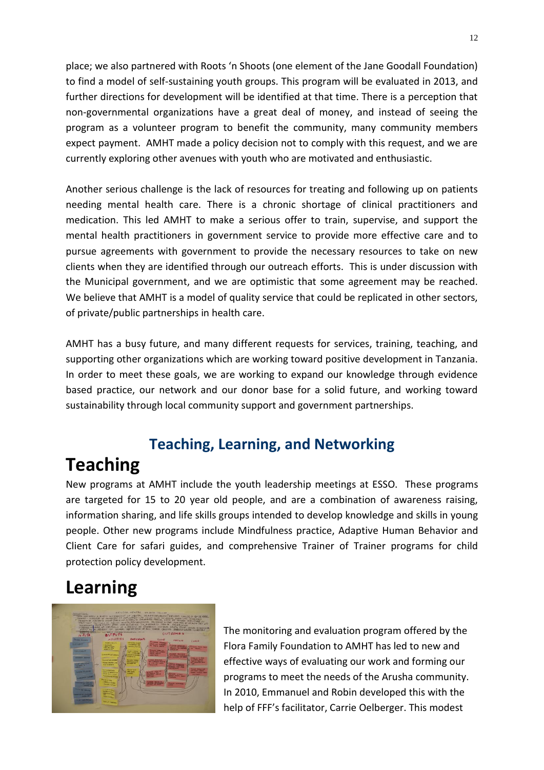place; we also partnered with Roots 'n Shoots (one element of the Jane Goodall Foundation) to find a model of self-sustaining youth groups. This program will be evaluated in 2013, and further directions for development will be identified at that time. There is a perception that non-governmental organizations have a great deal of money, and instead of seeing the program as a volunteer program to benefit the community, many community members expect payment. AMHT made a policy decision not to comply with this request, and we are currently exploring other avenues with youth who are motivated and enthusiastic.

Another serious challenge is the lack of resources for treating and following up on patients needing mental health care. There is a chronic shortage of clinical practitioners and medication. This led AMHT to make a serious offer to train, supervise, and support the mental health practitioners in government service to provide more effective care and to pursue agreements with government to provide the necessary resources to take on new clients when they are identified through our outreach efforts. This is under discussion with the Municipal government, and we are optimistic that some agreement may be reached. We believe that AMHT is a model of quality service that could be replicated in other sectors, of private/public partnerships in health care.

AMHT has a busy future, and many different requests for services, training, teaching, and supporting other organizations which are working toward positive development in Tanzania. In order to meet these goals, we are working to expand our knowledge through evidence based practice, our network and our donor base for a solid future, and working toward sustainability through local community support and government partnerships.

## Teaching, Learning, and Networking

# Teaching

New programs at AMHT include the youth leadership meetings at ESSO. These programs are targeted for 15 to 20 year old people, and are a combination of awareness raising, information sharing, and life skills groups intended to develop knowledge and skills in young people. Other new programs include Mindfulness practice, Adaptive Human Behavior and Client Care for safari guides, and comprehensive Trainer of Trainer programs for child protection policy development.

# Learning

The monitoring and evaluation program offered by the Flora Family Foundation to AMHT has led to new and effective ways of evaluating our work and forming our programs to meet the needs of the Arusha community. In 2010, Emmanuel and Robin developed this with the help of FFF's facilitator, Carrie Oelberger. This modest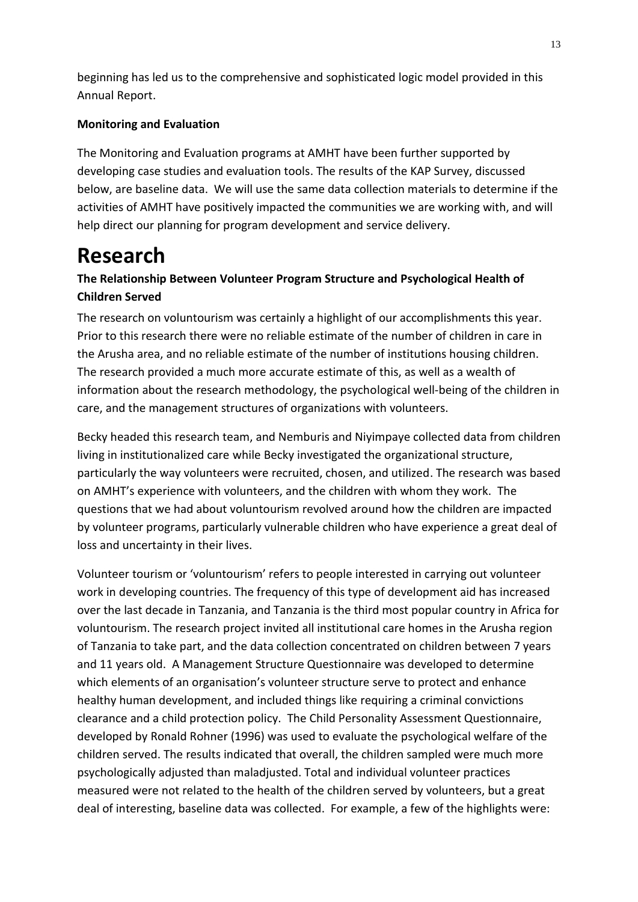beginning has led us to the comprehensive and sophisticated logic model provided in this Annual Report.

**Monitoring and Evaluation**

The Monitoring and Evaluation programs at AMHT have been further supported by developing case studies and evaluation tools. The results of the KAP Survey, discussed below, are baseline data. We will use the same data collection materials to determine if the activities of AMHT have positively impacted the communities we are working with, and will help direct our planning for program development and service delivery.

# Research

**The Relationship Between Volunteer Program Structure and Psychological Health of Children Served**

The research on voluntourism was certainly a highlight of our accomplishments this year. Prior to this research there were no reliable estimate of the number of children in care in the Arusha area, and no reliable estimate of the number of institutions housing children. The research provided a much more accurate estimate of this, as well as a wealth of information about the research methodology, the psychological well-being of the children in care, and the management structures of organizations with volunteers.

Becky headed this research team, and Nemburis and Niyimpaye collected data from children living in institutionalized care while Becky investigated the organizational structure, particularly the way volunteers were recruited, chosen, and utilized. The research was based on AMHT's experience with volunteers, and the children with whom they work. The questions that we had about voluntourism revolved around how the children are impacted by volunteer programs, particularly vulnerable children who have experience a great deal of loss and uncertainty in their lives.

Volunteer tourism or 'voluntourism' refers to people interested in carrying out volunteer work in developing countries. The frequency of this type of development aid has increased over the last decade in Tanzania, and Tanzania is the third most popular country in Africa for voluntourism. The research project invited all institutional care homes in the Arusha region of Tanzania to take part, and the data collection concentrated on children between 7 years and 11 years old. A Management Structure Questionnaire was developed to determine which elements of an organisation's volunteer structure serve to protect and enhance healthy human development, and included things like requiring a criminal convictions clearance and a child protection policy. The Child Personality Assessment Questionnaire, developed by Ronald Rohner (1996) was used to evaluate the psychological welfare of the children served. The results indicated that overall, the children sampled were much more psychologically adjusted than maladjusted. Total and individual volunteer practices measured were not related to the health of the children served by volunteers, but a great deal of interesting, baseline data was collected. For example, a few of the highlights were: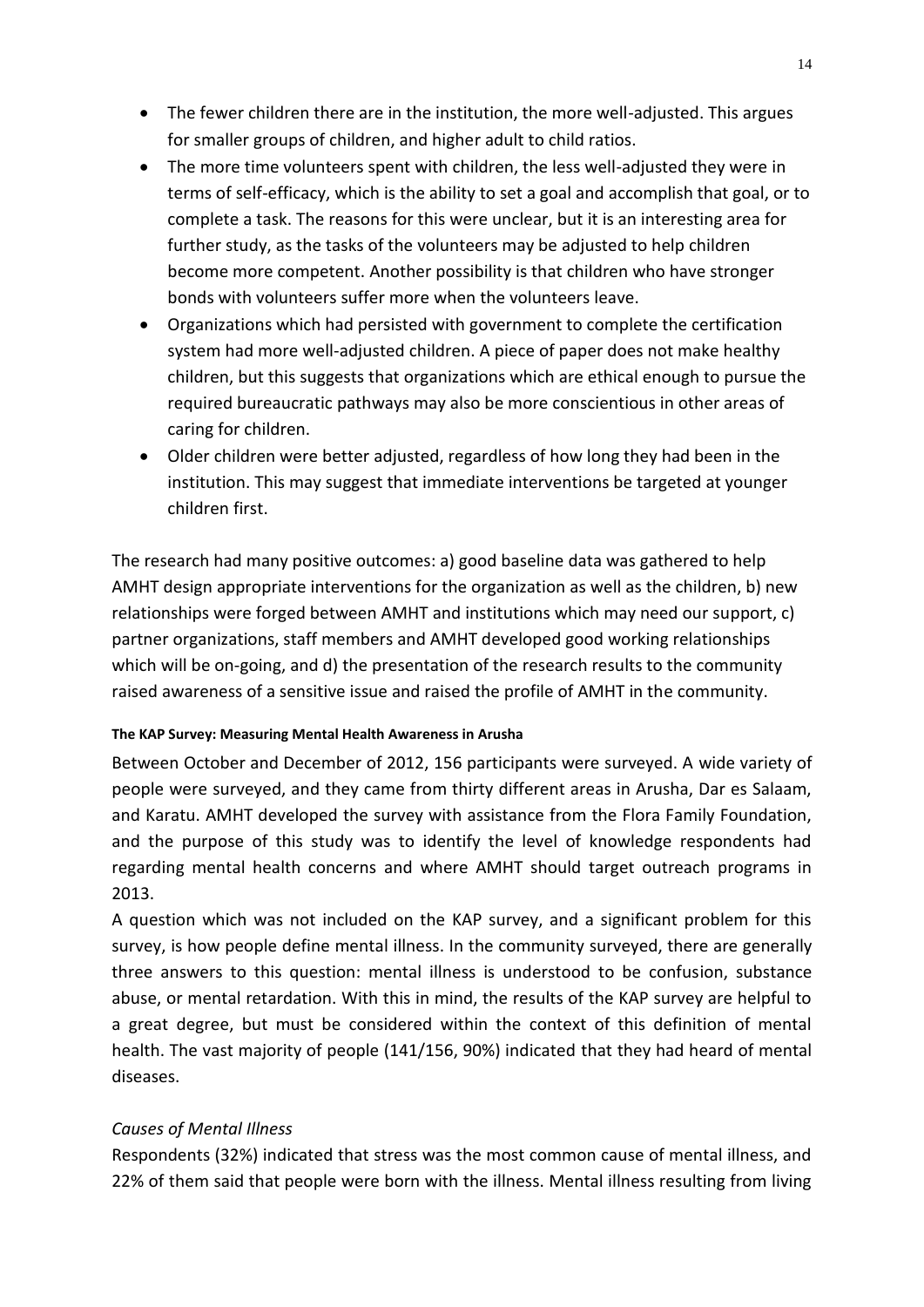- The fewer children there are in the institution, the more well-adjusted. This argues for smaller groups of children, and higher adult to child ratios.
- The more time volunteers spent with children, the less well-adjusted they were in terms of self-efficacy, which is the ability to set a goal and accomplish that goal, or to complete a task. The reasons for this were unclear, but it is an interesting area for further study, as the tasks of the volunteers may be adjusted to help children become more competent. Another possibility is that children who have stronger bonds with volunteers suffer more when the volunteers leave.
- Organizations which had persisted with government to complete the certification system had more well-adjusted children. A piece of paper does not make healthy children, but this suggests that organizations which are ethical enough to pursue the required bureaucratic pathways may also be more conscientious in other areas of caring for children.
- Older children were better adjusted, regardless of how long they had been in the institution. This may suggest that immediate interventions be targeted at younger children first.

The research had many positive outcomes: a) good baseline data was gathered to help AMHT design appropriate interventions for the organization as well as the children, b) new relationships were forged between AMHT and institutions which may need our support, c) partner organizations, staff members and AMHT developed good working relationships which will be on-going, and d) the presentation of the research results to the community raised awareness of a sensitive issue and raised the profile of AMHT in the community.

#### The KAP Survey: Measuring Mental Health Awareness in Arusha

Between October and December of 2012, 156 participants were surveyed. A wide variety of people were surveyed, and they came from thirty different areas in Arusha, Dar es Salaam, and Karatu. AMHT developed the survey with assistance from the Flora Family Foundation, and the purpose of this study was to identify the level of knowledge respondents had regarding mental health concerns and where AMHT should target outreach programs in 2013.

A question which was not included on the KAP survey, and a significant problem for this survey, is how people define mental illness. In the community surveyed, there are generally three answers to this question: mental illness is understood to be confusion, substance abuse, or mental retardation. With this in mind, the results of the KAP survey are helpful to a great degree, but must be considered within the context of this definition of mental health. The vast majority of people (141/156, 90%) indicated that they had heard of mental diseases.

*Causes of Mental Illness*

Respondents (32%) indicated that stress was the most common cause of mental illness, and 22% of them said that people were born with the illness. Mental illness resulting from living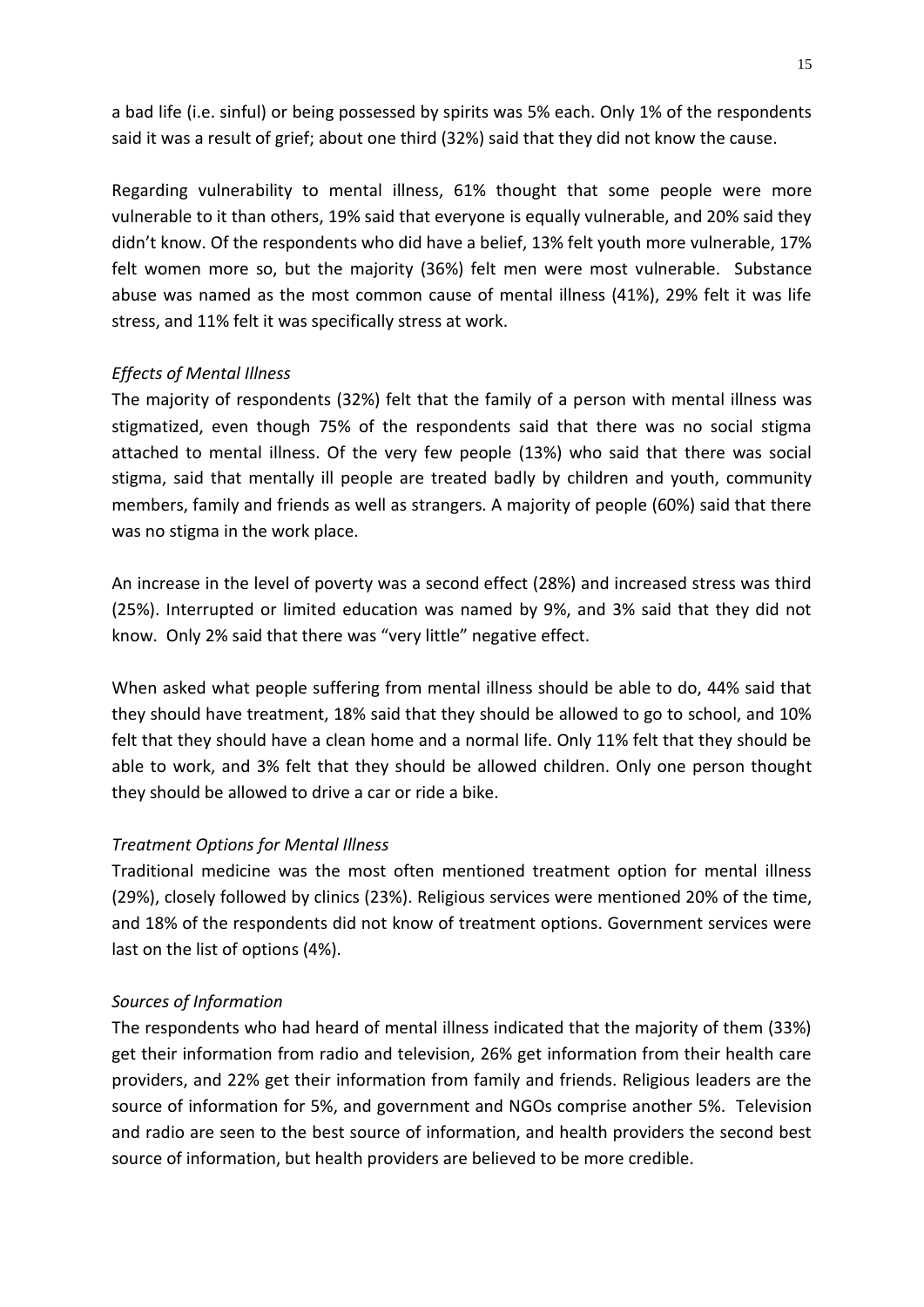a bad life (i.e. sinful) or being possessed by spirits was 5% each. Only 1% of the respondents said it was a result of grief; about one third (32%) said that they did not know the cause.

Regarding vulnerability to mental illness, 61% thought that some people were more vulnerable to it than others, 19% said that everyone is equally vulnerable, and 20% said they didn't know. Of the respondents who did have a belief, 13% felt youth more vulnerable, 17% felt women more so, but the majority (36%) felt men were most vulnerable. Substance abuse was named as the most common cause of mental illness (41%), 29% felt it was life stress, and 11% felt it was specifically stress at work.

*Effects of Mental Illness*

The majority of respondents (32%) felt that the family of a person with mental illness was stigmatized, even though 75% of the respondents said that there was no social stigma attached to mental illness. Of the very few people (13%) who said that there was social stigma, said that mentally ill people are treated badly by children and youth, community members, family and friends as well as strangers. A majority of people (60%) said that there was no stigma in the work place.

An increase in the level of poverty was a second effect (28%) and increased stress was third (25%). Interrupted or limited education was named by 9%, and 3% said that they did not know. Only 2% said that there was "very little" negative effect.

When asked what people suffering from mental illness should be able to do, 44% said that they should have treatment, 18% said that they should be allowed to go to school, and 10% felt that they should have a clean home and a normal life. Only 11% felt that they should be able to work, and 3% felt that they should be allowed children. Only one person thought they should be allowed to drive a car or ride a bike.

*Treatment Options for Mental Illness*

Traditional medicine was the most often mentioned treatment option for mental illness (29%), closely followed by clinics (23%). Religious services were mentioned 20% of the time, and 18% of the respondents did not know of treatment options. Government services were last on the list of options (4%).

*Sources of Information*

The respondents who had heard of mental illness indicated that the majority of them (33%) get their information from radio and television, 26% get information from their health care providers, and 22% get their information from family and friends. Religious leaders are the source of information for 5%, and government and NGOs comprise another 5%. Television and radio are seen to the best source of information, and health providers the second best source of information, but health providers are believed to be more credible.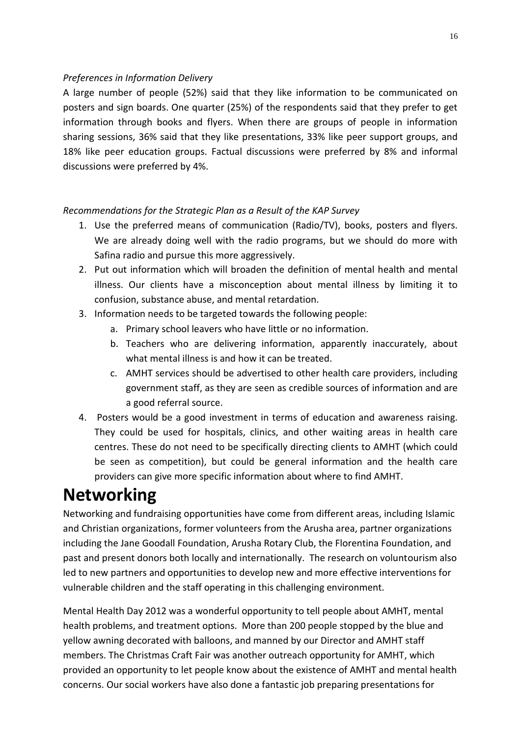*Preferences in Information Delivery*

A large number of people (52%) said that they like information to be communicated on posters and sign boards. One quarter (25%) of the respondents said that they prefer to get information through books and flyers. When there are groups of people in information sharing sessions, 36% said that they like presentations, 33% like peer support groups, and 18% like peer education groups. Factual discussions were preferred by 8% and informal discussions were preferred by 4%.

*Recommendations for the Strategic Plan as a Result of the KAP Survey*

1. Use the preferred means of communication (Radio/TV), books, posters and flyers. We are already doing well with the radio programs, but we should do more with Safina radio and pursue this more aggressively.
2. Put out information which will broaden the definition of mental health and mental illness. Our clients have a misconception about mental illness by limiting it to confusion, substance abuse, and mental retardation.
3. Information needs to be targeted towards the following people:
   a. Primary school leavers who have little or no information.
   b. Teachers who are delivering information, apparently inaccurately, about what mental illness is and how it can be treated.
   c. AMHT services should be advertised to other health care providers, including government staff, as they are seen as credible sources of information and are a good referral source.
4. Posters would be a good investment in terms of education and awareness raising. They could be used for hospitals, clinics, and other waiting areas in health care centres. These do not need to be specifically directing clients to AMHT (which could be seen as competition), but could be general information and the health care providers can give more specific information about where to find AMHT.

# Networking

Networking and fundraising opportunities have come from different areas, including Islamic and Christian organizations, former volunteers from the Arusha area, partner organizations including the Jane Goodall Foundation, Arusha Rotary Club, the Florentina Foundation, and past and present donors both locally and internationally. The research on voluntourism also led to new partners and opportunities to develop new and more effective interventions for vulnerable children and the staff operating in this challenging environment.

Mental Health Day 2012 was a wonderful opportunity to tell people about AMHT, mental health problems, and treatment options. More than 200 people stopped by the blue and yellow awning decorated with balloons, and manned by our Director and AMHT staff members. The Christmas Craft Fair was another outreach opportunity for AMHT, which provided an opportunity to let people know about the existence of AMHT and mental health concerns. Our social workers have also done a fantastic job preparing presentations for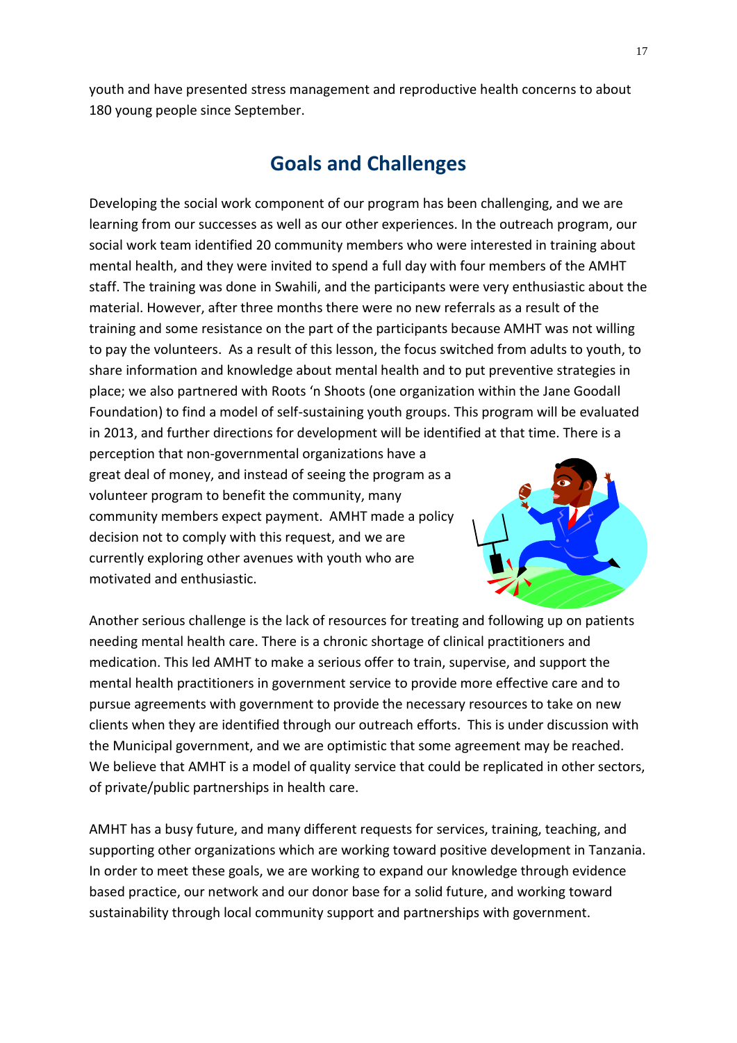youth and have presented stress management and reproductive health concerns to about 180 young people since September.

## Goals and Challenges

Developing the social work component of our program has been challenging, and we are learning from our successes as well as our other experiences. In the outreach program, our social work team identified 20 community members who were interested in training about mental health, and they were invited to spend a full day with four members of the AMHT staff. The training was done in Swahili, and the participants were very enthusiastic about the material. However, after three months there were no new referrals as a result of the training and some resistance on the part of the participants because AMHT was not willing to pay the volunteers. As a result of this lesson, the focus switched from adults to youth, to share information and knowledge about mental health and to put preventive strategies in place; we also partnered with Roots 'n Shoots (one organization within the Jane Goodall Foundation) to find a model of self-sustaining youth groups. This program will be evaluated in 2013, and further directions for development will be identified at that time. There is a perception that non-governmental organizations have a great deal of money, and instead of seeing the program as a volunteer program to benefit the community, many community members expect payment. AMHT made a policy decision not to comply with this request, and we are currently exploring other avenues with youth who are motivated and enthusiastic.

Another serious challenge is the lack of resources for treating and following up on patients needing mental health care. There is a chronic shortage of clinical practitioners and medication. This led AMHT to make a serious offer to train, supervise, and support the mental health practitioners in government service to provide more effective care and to pursue agreements with government to provide the necessary resources to take on new clients when they are identified through our outreach efforts. This is under discussion with the Municipal government, and we are optimistic that some agreement may be reached. We believe that AMHT is a model of quality service that could be replicated in other sectors, of private/public partnerships in health care.

AMHT has a busy future, and many different requests for services, training, teaching, and supporting other organizations which are working toward positive development in Tanzania. In order to meet these goals, we are working to expand our knowledge through evidence based practice, our network and our donor base for a solid future, and working toward sustainability through local community support and partnerships with government.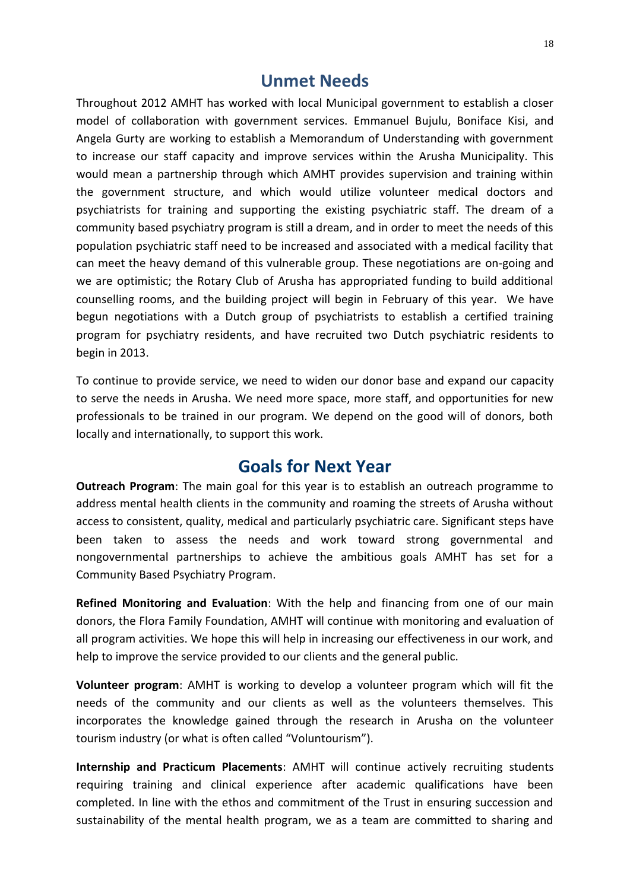## Unmet Needs

Throughout 2012 AMHT has worked with local Municipal government to establish a closer model of collaboration with government services. Emmanuel Bujulu, Boniface Kisi, and Angela Gurty are working to establish a Memorandum of Understanding with government to increase our staff capacity and improve services within the Arusha Municipality. This would mean a partnership through which AMHT provides supervision and training within the government structure, and which would utilize volunteer medical doctors and psychiatrists for training and supporting the existing psychiatric staff. The dream of a community based psychiatry program is still a dream, and in order to meet the needs of this population psychiatric staff need to be increased and associated with a medical facility that can meet the heavy demand of this vulnerable group. These negotiations are on-going and we are optimistic; the Rotary Club of Arusha has appropriated funding to build additional counselling rooms, and the building project will begin in February of this year. We have begun negotiations with a Dutch group of psychiatrists to establish a certified training program for psychiatry residents, and have recruited two Dutch psychiatric residents to begin in 2013.

To continue to provide service, we need to widen our donor base and expand our capacity to serve the needs in Arusha. We need more space, more staff, and opportunities for new professionals to be trained in our program. We depend on the good will of donors, both locally and internationally, to support this work.

## Goals for Next Year

**Outreach Program**: The main goal for this year is to establish an outreach programme to address mental health clients in the community and roaming the streets of Arusha without access to consistent, quality, medical and particularly psychiatric care. Significant steps have been taken to assess the needs and work toward strong governmental and nongovernmental partnerships to achieve the ambitious goals AMHT has set for a Community Based Psychiatry Program.

**Refined Monitoring and Evaluation**: With the help and financing from one of our main donors, the Flora Family Foundation, AMHT will continue with monitoring and evaluation of all program activities. We hope this will help in increasing our effectiveness in our work, and help to improve the service provided to our clients and the general public.

**Volunteer program**: AMHT is working to develop a volunteer program which will fit the needs of the community and our clients as well as the volunteers themselves. This incorporates the knowledge gained through the research in Arusha on the volunteer tourism industry (or what is often called "Voluntourism").

**Internship and Practicum Placements**: AMHT will continue actively recruiting students requiring training and clinical experience after academic qualifications have been completed. In line with the ethos and commitment of the Trust in ensuring succession and sustainability of the mental health program, we as a team are committed to sharing and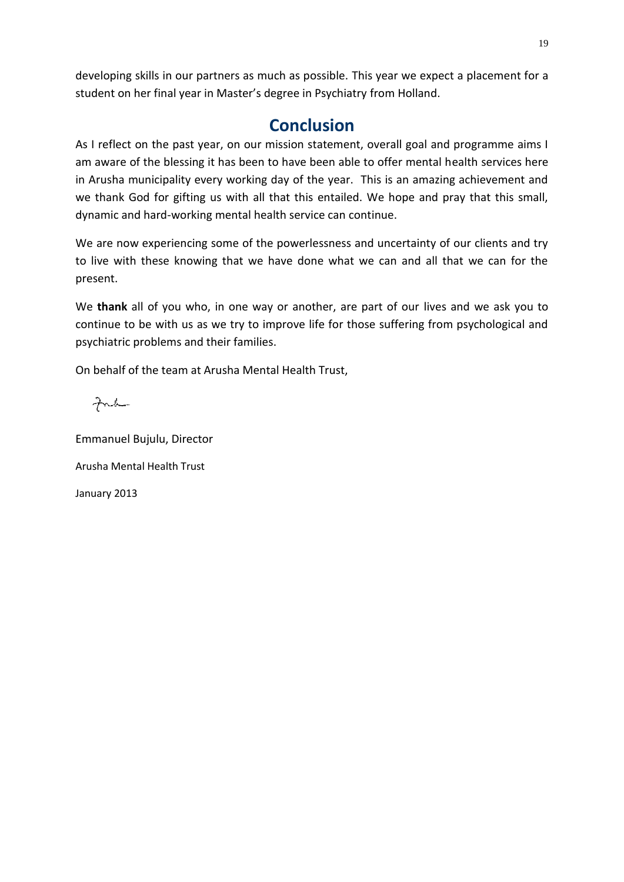developing skills in our partners as much as possible. This year we expect a placement for a student on her final year in Master's degree in Psychiatry from Holland.

## Conclusion

As I reflect on the past year, on our mission statement, overall goal and programme aims I am aware of the blessing it has been to have been able to offer mental health services here in Arusha municipality every working day of the year. This is an amazing achievement and we thank God for gifting us with all that this entailed. We hope and pray that this small, dynamic and hard-working mental health service can continue.

We are now experiencing some of the powerlessness and uncertainty of our clients and try to live with these knowing that we have done what we can and all that we can for the present.

We **thank** all of you who, in one way or another, are part of our lives and we ask you to continue to be with us as we try to improve life for those suffering from psychological and psychiatric problems and their families.

On behalf of the team at Arusha Mental Health Trust,

Emmanuel Bujulu, Director

Arusha Mental Health Trust

January 2013